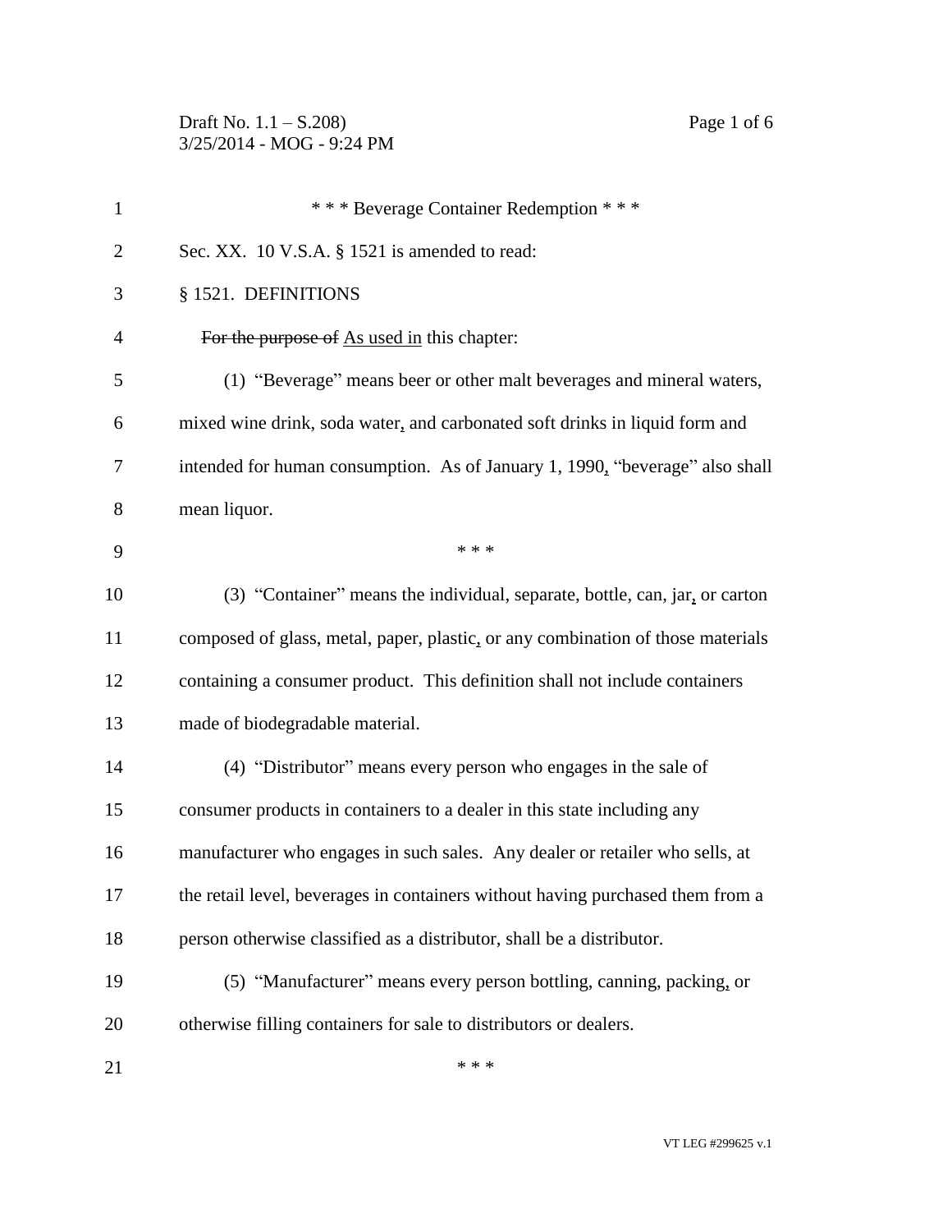\* \* \* Beverage Container Redemption \* \* \*

Sec. XX. 10 V.S.A. § 1521 is amended to read:

§ 1521. DEFINITIONS

~~For the purpose of~~ <u>As used in</u> this chapter:

(1) "Beverage" means beer or other malt beverages and mineral waters, mixed wine drink, soda water<u>,</u> and carbonated soft drinks in liquid form and intended for human consumption. As of January 1, 1990<u>,</u> "beverage" also shall mean liquor.

\* \* \*

(3) "Container" means the individual, separate, bottle, can, jar<u>,</u> or carton composed of glass, metal, paper, plastic<u>,</u> or any combination of those materials containing a consumer product. This definition shall not include containers made of biodegradable material.

(4) "Distributor" means every person who engages in the sale of consumer products in containers to a dealer in this state including any manufacturer who engages in such sales. Any dealer or retailer who sells, at the retail level, beverages in containers without having purchased them from a person otherwise classified as a distributor, shall be a distributor.

(5) "Manufacturer" means every person bottling, canning, packing<u>,</u> or otherwise filling containers for sale to distributors or dealers.

\* \* \*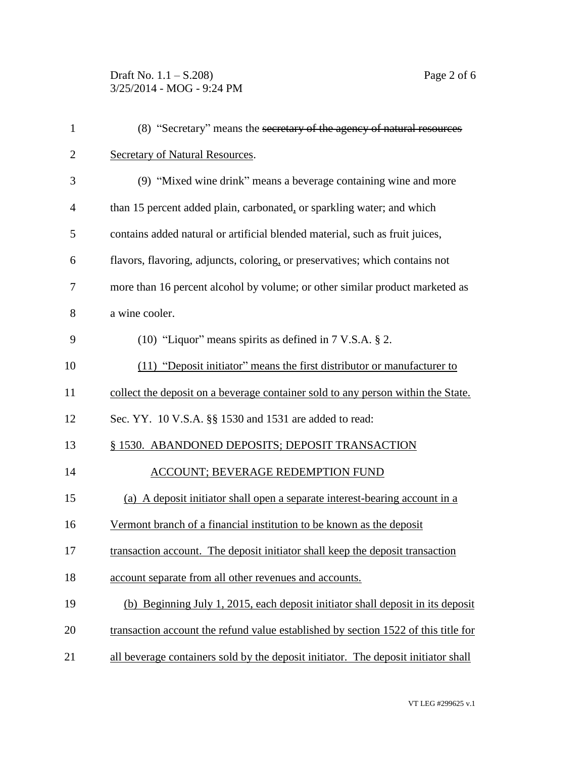(8) "Secretary" means the ~~secretary of the agency of natural resources~~ Secretary of Natural Resources.

(9) "Mixed wine drink" means a beverage containing wine and more than 15 percent added plain, carbonated, or sparkling water; and which contains added natural or artificial blended material, such as fruit juices, flavors, flavoring, adjuncts, coloring, or preservatives; which contains not more than 16 percent alcohol by volume; or other similar product marketed as a wine cooler.

(10) "Liquor" means spirits as defined in 7 V.S.A. § 2.

(11) "Deposit initiator" means the first distributor or manufacturer to collect the deposit on a beverage container sold to any person within the State.

Sec. YY. 10 V.S.A. §§ 1530 and 1531 are added to read:

§ 1530. ABANDONED DEPOSITS; DEPOSIT TRANSACTION ACCOUNT; BEVERAGE REDEMPTION FUND

(a) A deposit initiator shall open a separate interest-bearing account in a Vermont branch of a financial institution to be known as the deposit transaction account. The deposit initiator shall keep the deposit transaction account separate from all other revenues and accounts.

(b) Beginning July 1, 2015, each deposit initiator shall deposit in its deposit transaction account the refund value established by section 1522 of this title for all beverage containers sold by the deposit initiator. The deposit initiator shall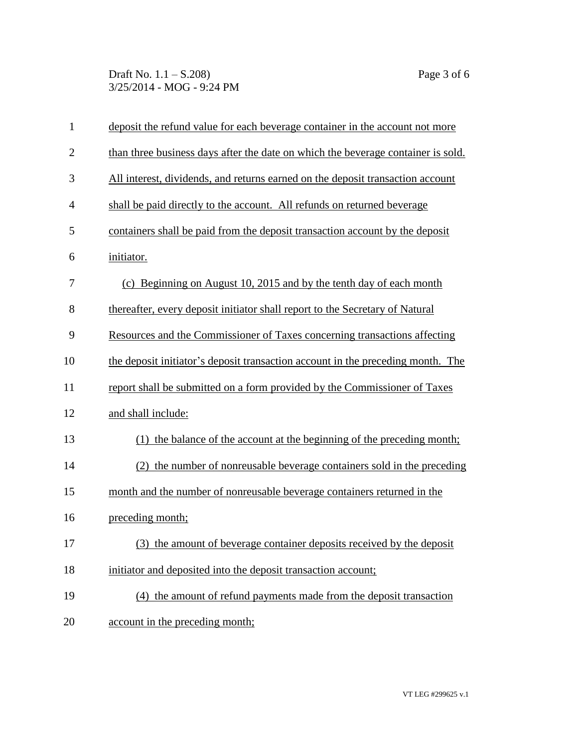deposit the refund value for each beverage container in the account not more than three business days after the date on which the beverage container is sold. All interest, dividends, and returns earned on the deposit transaction account shall be paid directly to the account. All refunds on returned beverage containers shall be paid from the deposit transaction account by the deposit initiator.

(c) Beginning on August 10, 2015 and by the tenth day of each month thereafter, every deposit initiator shall report to the Secretary of Natural Resources and the Commissioner of Taxes concerning transactions affecting the deposit initiator's deposit transaction account in the preceding month. The report shall be submitted on a form provided by the Commissioner of Taxes and shall include:

(1) the balance of the account at the beginning of the preceding month;

(2) the number of nonreusable beverage containers sold in the preceding month and the number of nonreusable beverage containers returned in the preceding month;

(3) the amount of beverage container deposits received by the deposit initiator and deposited into the deposit transaction account;

(4) the amount of refund payments made from the deposit transaction account in the preceding month;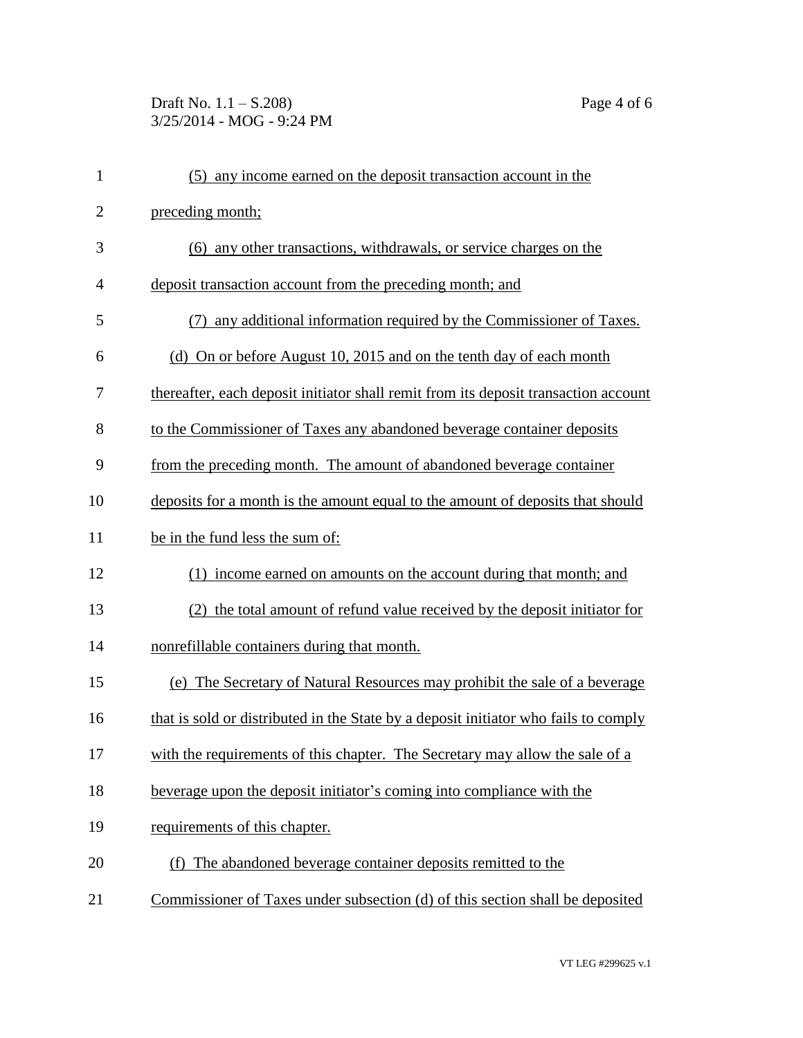(5) any income earned on the deposit transaction account in the preceding month;

(6) any other transactions, withdrawals, or service charges on the deposit transaction account from the preceding month; and

(7) any additional information required by the Commissioner of Taxes.

(d) On or before August 10, 2015 and on the tenth day of each month thereafter, each deposit initiator shall remit from its deposit transaction account to the Commissioner of Taxes any abandoned beverage container deposits from the preceding month. The amount of abandoned beverage container deposits for a month is the amount equal to the amount of deposits that should be in the fund less the sum of:

(1) income earned on amounts on the account during that month; and

(2) the total amount of refund value received by the deposit initiator for nonrefillable containers during that month.

(e) The Secretary of Natural Resources may prohibit the sale of a beverage that is sold or distributed in the State by a deposit initiator who fails to comply with the requirements of this chapter. The Secretary may allow the sale of a beverage upon the deposit initiator's coming into compliance with the requirements of this chapter.

(f) The abandoned beverage container deposits remitted to the Commissioner of Taxes under subsection (d) of this section shall be deposited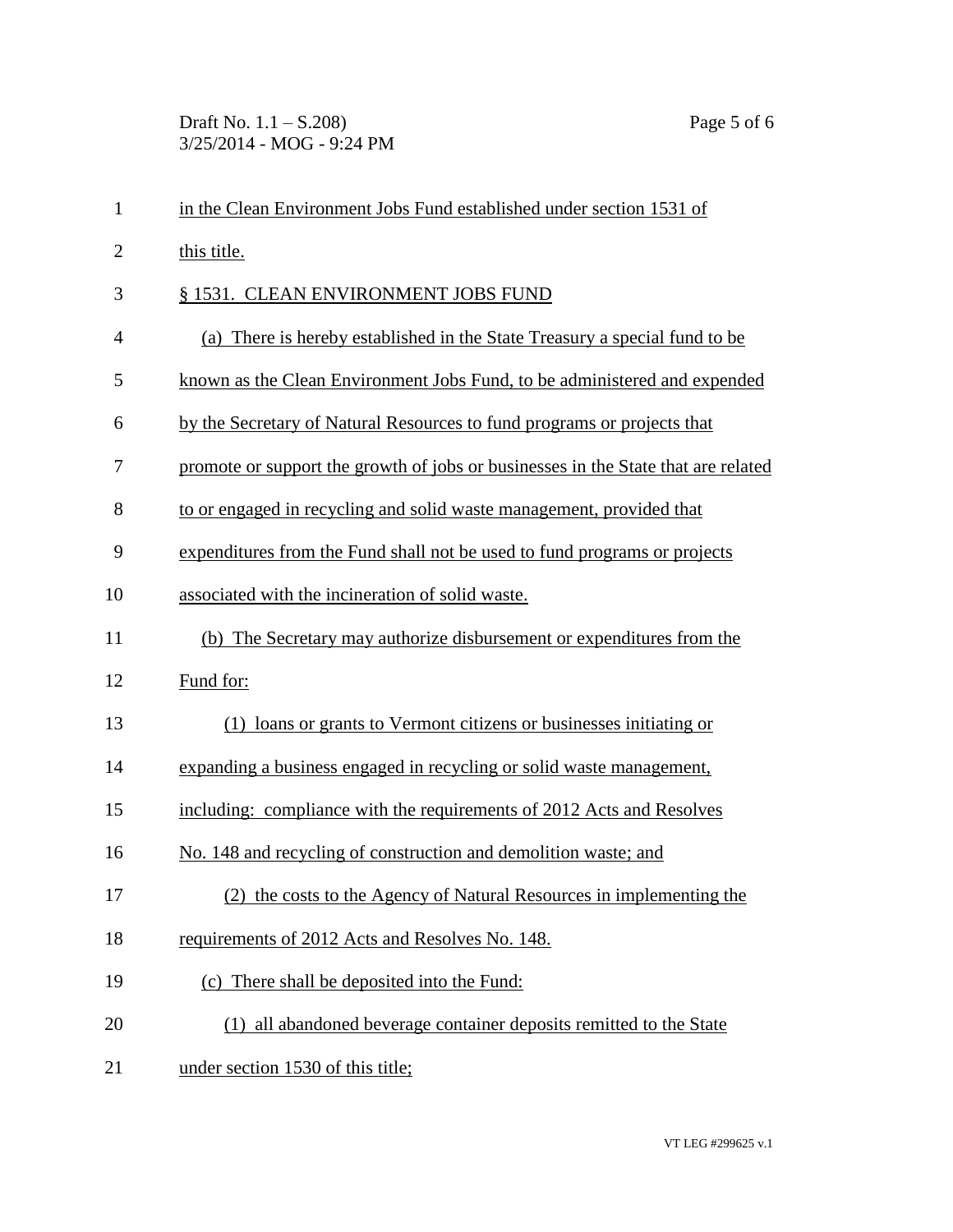in the Clean Environment Jobs Fund established under section 1531 of this title.

§ 1531. CLEAN ENVIRONMENT JOBS FUND

(a) There is hereby established in the State Treasury a special fund to be known as the Clean Environment Jobs Fund, to be administered and expended by the Secretary of Natural Resources to fund programs or projects that promote or support the growth of jobs or businesses in the State that are related to or engaged in recycling and solid waste management, provided that expenditures from the Fund shall not be used to fund programs or projects associated with the incineration of solid waste.

(b) The Secretary may authorize disbursement or expenditures from the Fund for:

(1) loans or grants to Vermont citizens or businesses initiating or expanding a business engaged in recycling or solid waste management, including: compliance with the requirements of 2012 Acts and Resolves No. 148 and recycling of construction and demolition waste; and

(2) the costs to the Agency of Natural Resources in implementing the requirements of 2012 Acts and Resolves No. 148.

(c) There shall be deposited into the Fund:

(1) all abandoned beverage container deposits remitted to the State under section 1530 of this title;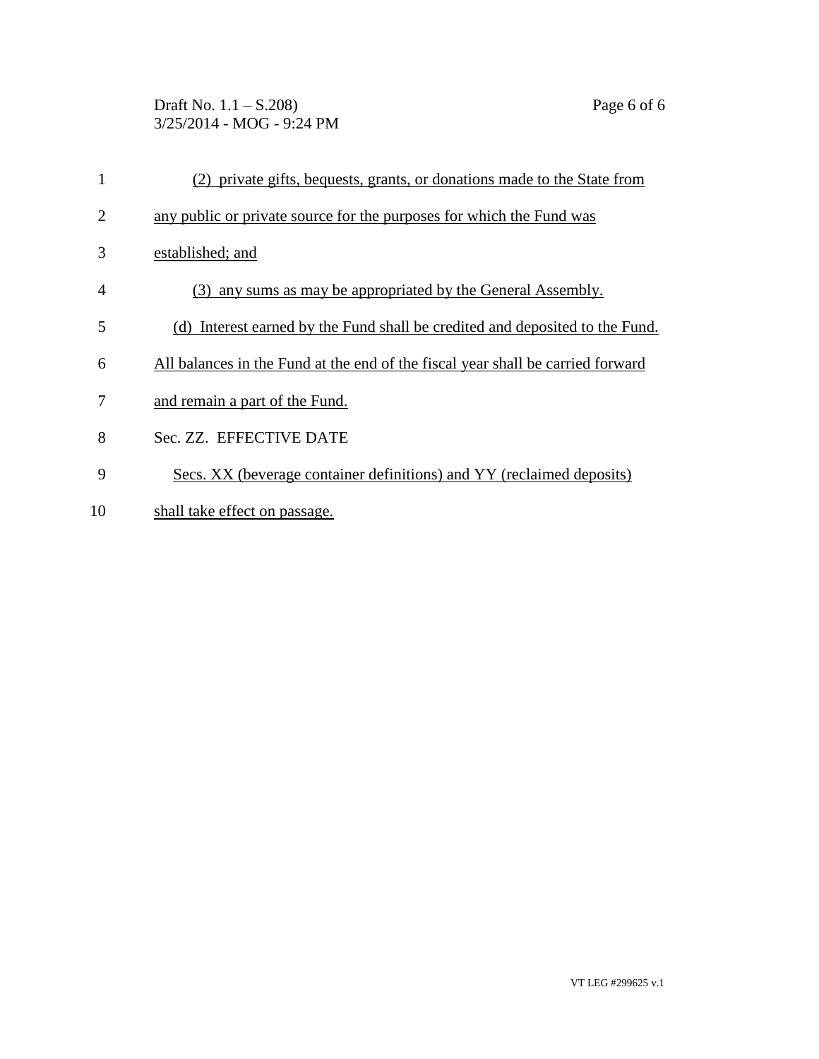(2) private gifts, bequests, grants, or donations made to the State from any public or private source for the purposes for which the Fund was established; and

(3) any sums as may be appropriated by the General Assembly.

(d) Interest earned by the Fund shall be credited and deposited to the Fund. All balances in the Fund at the end of the fiscal year shall be carried forward and remain a part of the Fund.

Sec. ZZ. EFFECTIVE DATE

Secs. XX (beverage container definitions) and YY (reclaimed deposits) shall take effect on passage.